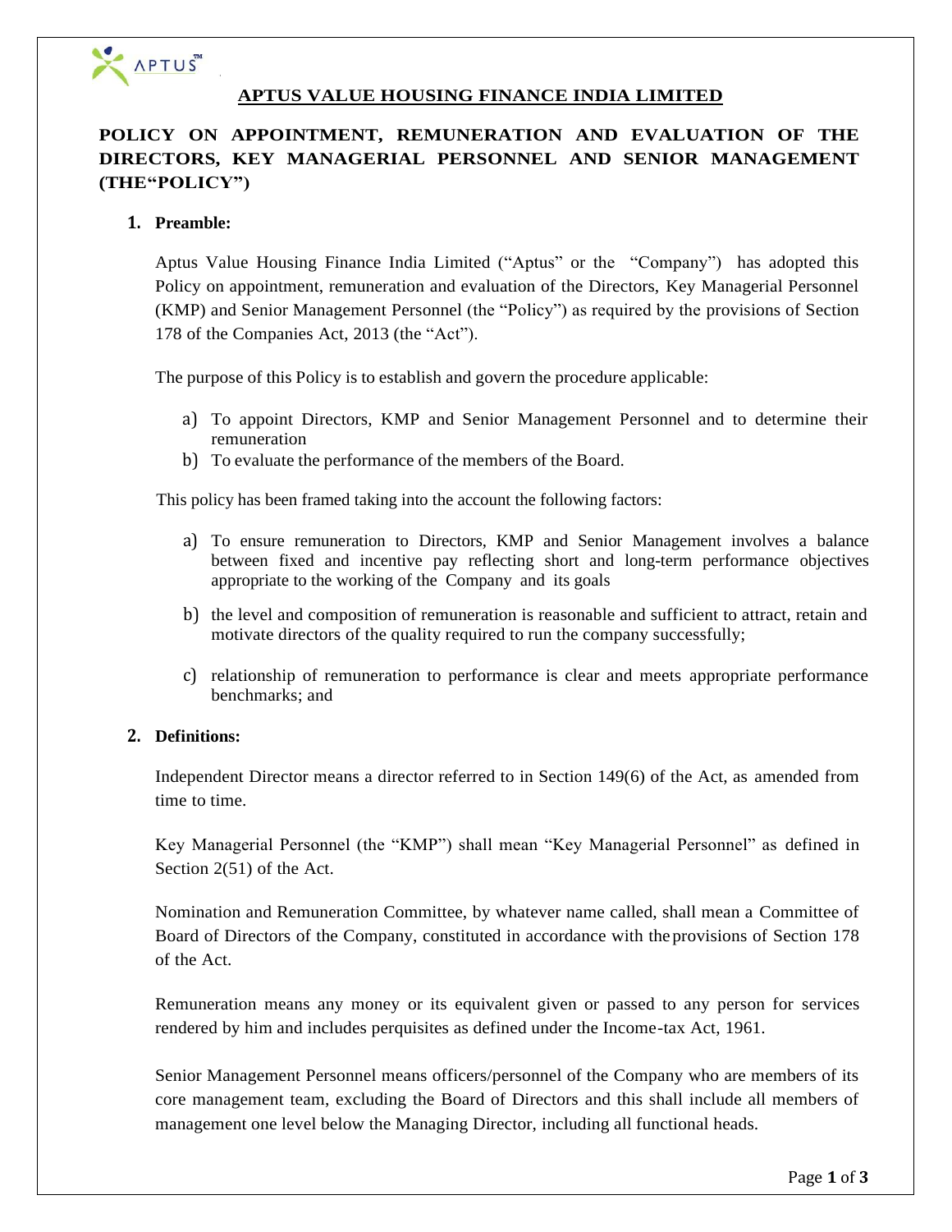# APTUS VALUE HOUSING FINANCE INDIA LIMITED

## POLICY ON APPOINTMENT, REMUNERATION AND EVALUATION OF THE DIRECTORS, KEY MANAGERIAL PERSONNEL AND SENIOR MANAGEMENT (THE"POLICY")

### 1. Preamble:

Aptus Value Housing Finance India Limited ("Aptus" or the "Company") has adopted this Policy on appointment, remuneration and evaluation of the Directors, Key Managerial Personnel (KMP) and Senior Management Personnel (the "Policy") as required by the provisions of Section 178 of the Companies Act, 2013 (the "Act").

The purpose of this Policy is to establish and govern the procedure applicable:

a) To appoint Directors, KMP and Senior Management Personnel and to determine their remuneration
b) To evaluate the performance of the members of the Board.

This policy has been framed taking into the account the following factors:

a) To ensure remuneration to Directors, KMP and Senior Management involves a balance between fixed and incentive pay reflecting short and long-term performance objectives appropriate to the working of the Company and its goals

b) the level and composition of remuneration is reasonable and sufficient to attract, retain and motivate directors of the quality required to run the company successfully;

c) relationship of remuneration to performance is clear and meets appropriate performance benchmarks; and

### 2. Definitions:

Independent Director means a director referred to in Section 149(6) of the Act, as amended from time to time.

Key Managerial Personnel (the "KMP") shall mean "Key Managerial Personnel" as defined in Section 2(51) of the Act.

Nomination and Remuneration Committee, by whatever name called, shall mean a Committee of Board of Directors of the Company, constituted in accordance with the provisions of Section 178 of the Act.

Remuneration means any money or its equivalent given or passed to any person for services rendered by him and includes perquisites as defined under the Income-tax Act, 1961.

Senior Management Personnel means officers/personnel of the Company who are members of its core management team, excluding the Board of Directors and this shall include all members of management one level below the Managing Director, including all functional heads.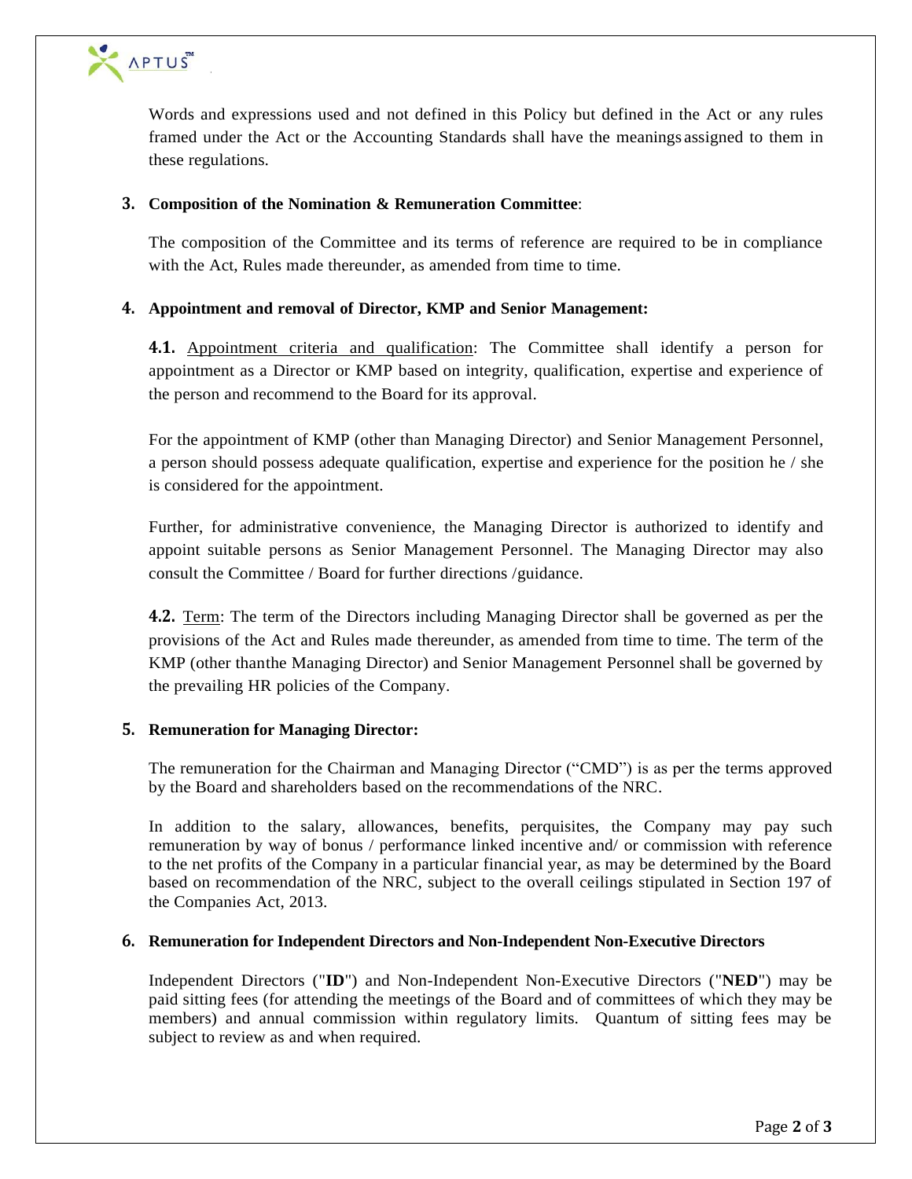Words and expressions used and not defined in this Policy but defined in the Act or any rules framed under the Act or the Accounting Standards shall have the meanings assigned to them in these regulations.

## 3. Composition of the Nomination & Remuneration Committee:

The composition of the Committee and its terms of reference are required to be in compliance with the Act, Rules made thereunder, as amended from time to time.

## 4. Appointment and removal of Director, KMP and Senior Management:

**4.1.** Appointment criteria and qualification: The Committee shall identify a person for appointment as a Director or KMP based on integrity, qualification, expertise and experience of the person and recommend to the Board for its approval.

For the appointment of KMP (other than Managing Director) and Senior Management Personnel, a person should possess adequate qualification, expertise and experience for the position he / she is considered for the appointment.

Further, for administrative convenience, the Managing Director is authorized to identify and appoint suitable persons as Senior Management Personnel. The Managing Director may also consult the Committee / Board for further directions /guidance.

**4.2.** Term: The term of the Directors including Managing Director shall be governed as per the provisions of the Act and Rules made thereunder, as amended from time to time. The term of the KMP (other thanthe Managing Director) and Senior Management Personnel shall be governed by the prevailing HR policies of the Company.

## 5. Remuneration for Managing Director:

The remuneration for the Chairman and Managing Director ("CMD") is as per the terms approved by the Board and shareholders based on the recommendations of the NRC.

In addition to the salary, allowances, benefits, perquisites, the Company may pay such remuneration by way of bonus / performance linked incentive and/ or commission with reference to the net profits of the Company in a particular financial year, as may be determined by the Board based on recommendation of the NRC, subject to the overall ceilings stipulated in Section 197 of the Companies Act, 2013.

## 6. Remuneration for Independent Directors and Non-Independent Non-Executive Directors

Independent Directors ("**ID**") and Non-Independent Non-Executive Directors ("**NED**") may be paid sitting fees (for attending the meetings of the Board and of committees of which they may be members) and annual commission within regulatory limits. Quantum of sitting fees may be subject to review as and when required.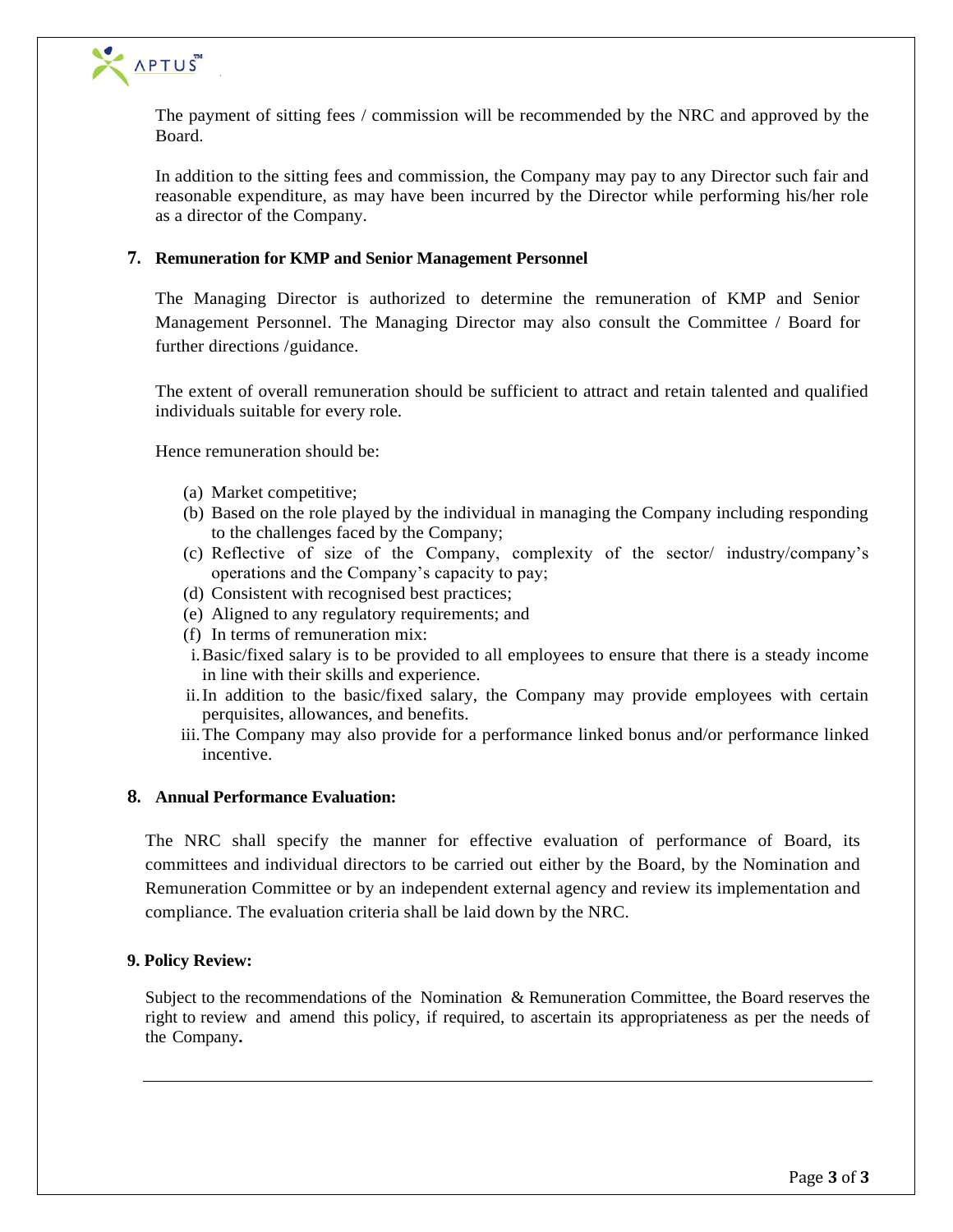The payment of sitting fees / commission will be recommended by the NRC and approved by the Board.

In addition to the sitting fees and commission, the Company may pay to any Director such fair and reasonable expenditure, as may have been incurred by the Director while performing his/her role as a director of the Company.

## 7. Remuneration for KMP and Senior Management Personnel

The Managing Director is authorized to determine the remuneration of KMP and Senior Management Personnel. The Managing Director may also consult the Committee / Board for further directions /guidance.

The extent of overall remuneration should be sufficient to attract and retain talented and qualified individuals suitable for every role.

Hence remuneration should be:

(a) Market competitive;
(b) Based on the role played by the individual in managing the Company including responding to the challenges faced by the Company;
(c) Reflective of size of the Company, complexity of the sector/ industry/company's operations and the Company's capacity to pay;
(d) Consistent with recognised best practices;
(e) Aligned to any regulatory requirements; and
(f) In terms of remuneration mix:
 i. Basic/fixed salary is to be provided to all employees to ensure that there is a steady income in line with their skills and experience.
 ii. In addition to the basic/fixed salary, the Company may provide employees with certain perquisites, allowances, and benefits.
 iii. The Company may also provide for a performance linked bonus and/or performance linked incentive.

## 8. Annual Performance Evaluation:

The NRC shall specify the manner for effective evaluation of performance of Board, its committees and individual directors to be carried out either by the Board, by the Nomination and Remuneration Committee or by an independent external agency and review its implementation and compliance. The evaluation criteria shall be laid down by the NRC.

## 9. Policy Review:

Subject to the recommendations of the Nomination & Remuneration Committee, the Board reserves the right to review and amend this policy, if required, to ascertain its appropriateness as per the needs of the Company.